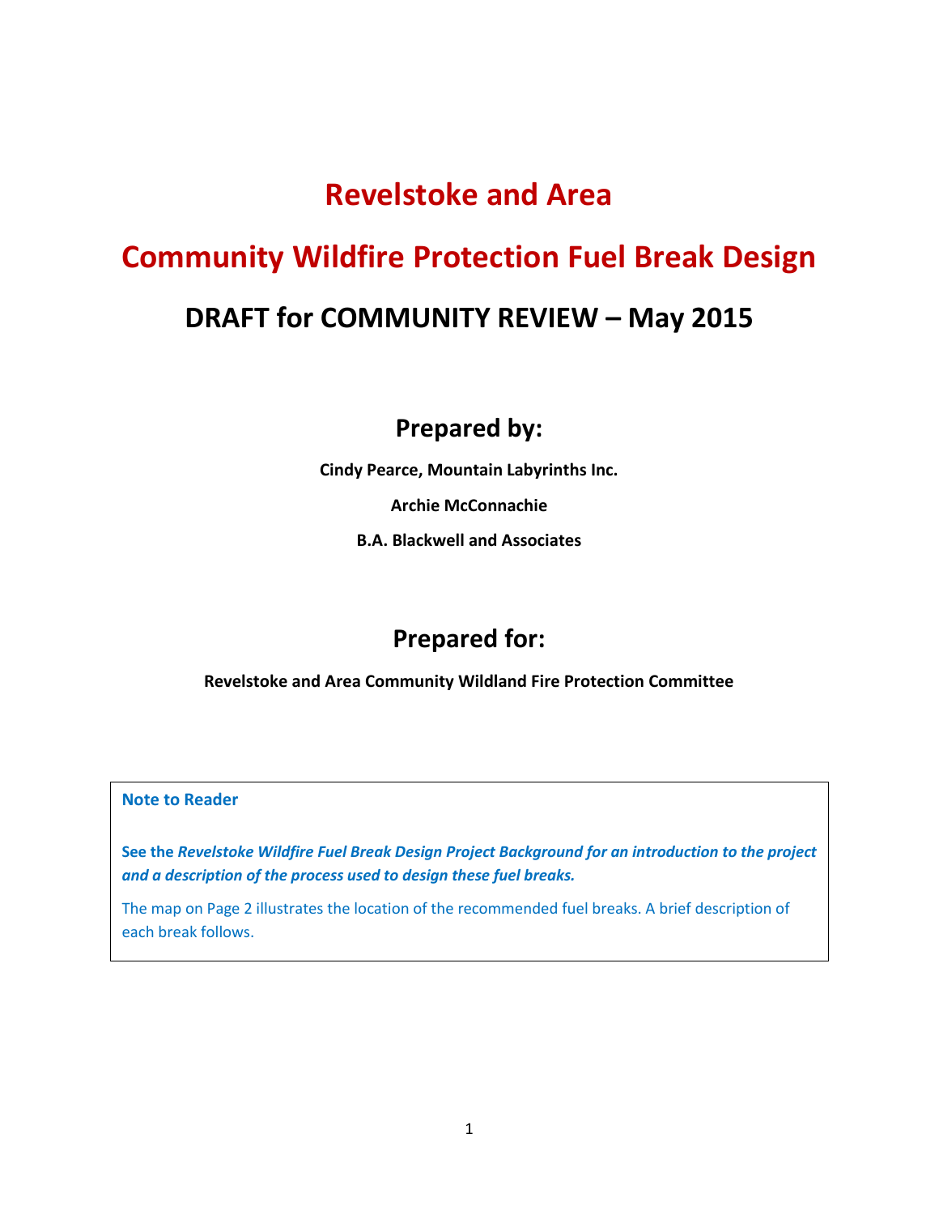# Revelstoke and Area

# Community Wildfire Protection Fuel Break Design

## DRAFT for COMMUNITY REVIEW – May 2015

## Prepared by:

**Cindy Pearce, Mountain Labyrinths Inc.**

**Archie McConnachie**

**B.A. Blackwell and Associates**

## Prepared for:

**Revelstoke and Area Community Wildland Fire Protection Committee**

---

**Note to Reader**

**See the *Revelstoke Wildfire Fuel Break Design Project Background for an introduction to the project and a description of the process used to design these fuel breaks.***

The map on Page 2 illustrates the location of the recommended fuel breaks. A brief description of each break follows.

---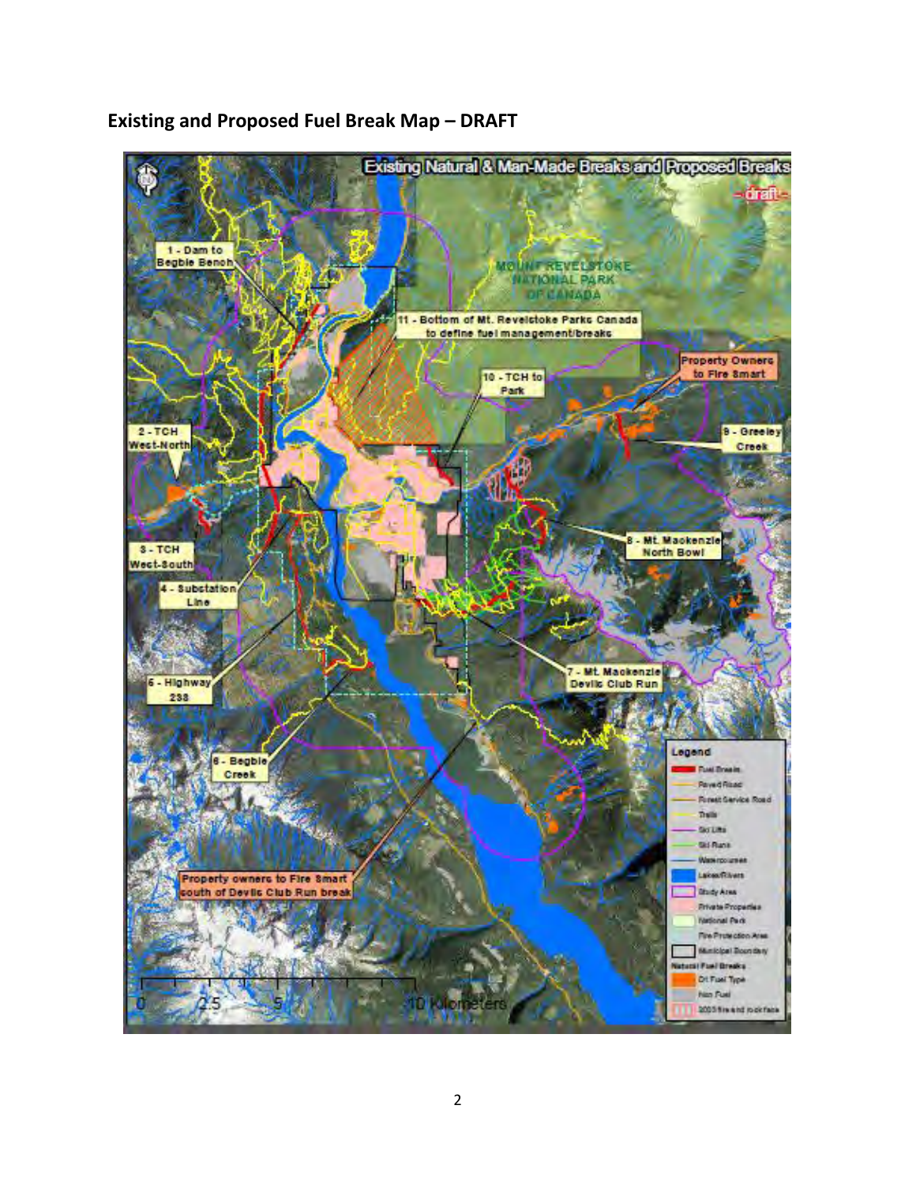## Existing and Proposed Fuel Break Map – DRAFT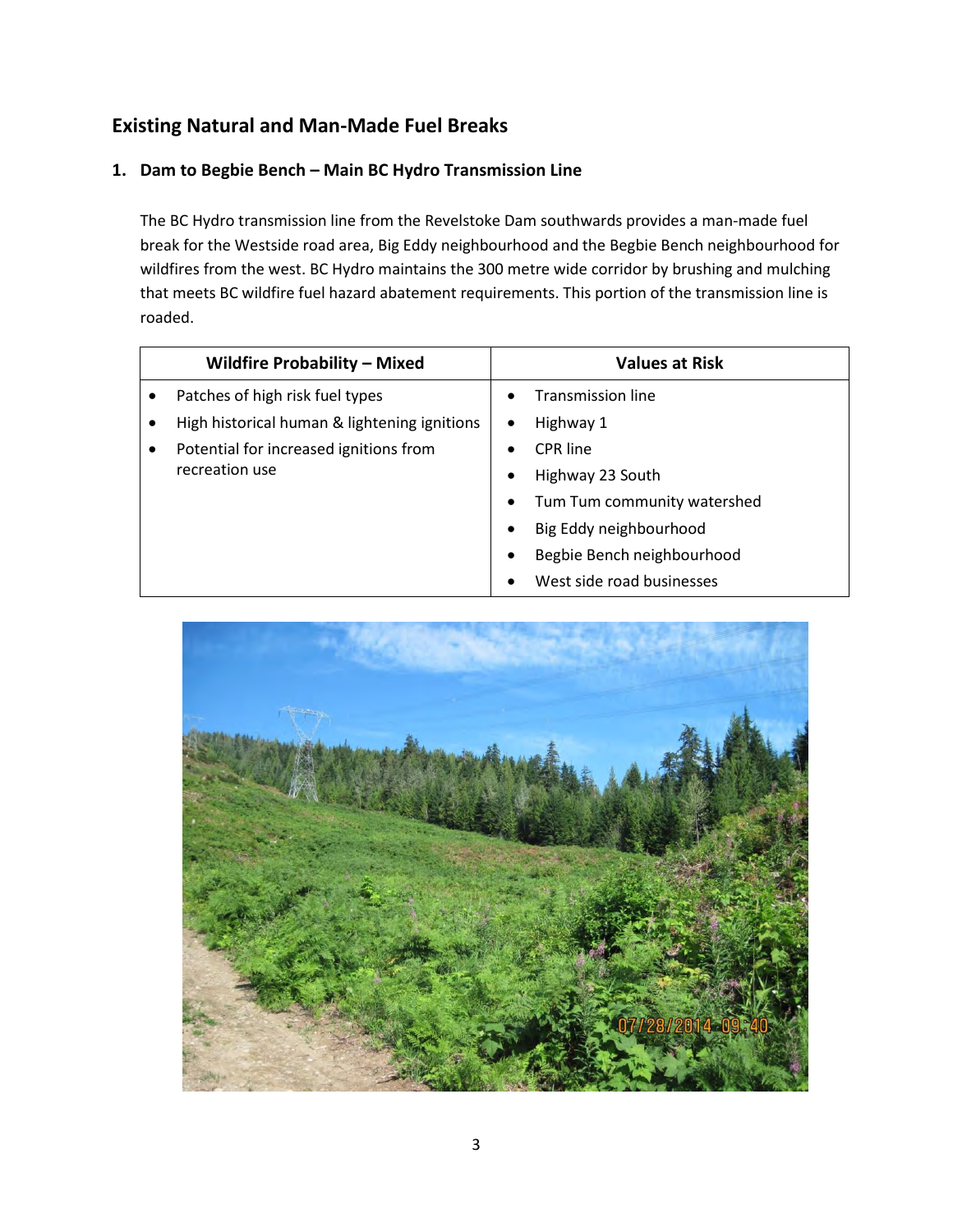## Existing Natural and Man-Made Fuel Breaks

### 1. Dam to Begbie Bench – Main BC Hydro Transmission Line

The BC Hydro transmission line from the Revelstoke Dam southwards provides a man-made fuel break for the Westside road area, Big Eddy neighbourhood and the Begbie Bench neighbourhood for wildfires from the west. BC Hydro maintains the 300 metre wide corridor by brushing and mulching that meets BC wildfire fuel hazard abatement requirements. This portion of the transmission line is roaded.

| Wildfire Probability – Mixed | Values at Risk |
|---|---|
| • Patches of high risk fuel types<br>• High historical human & lightening ignitions<br>• Potential for increased ignitions from recreation use | • Transmission line<br>• Highway 1<br>• CPR line<br>• Highway 23 South<br>• Tum Tum community watershed<br>• Big Eddy neighbourhood<br>• Begbie Bench neighbourhood<br>• West side road businesses |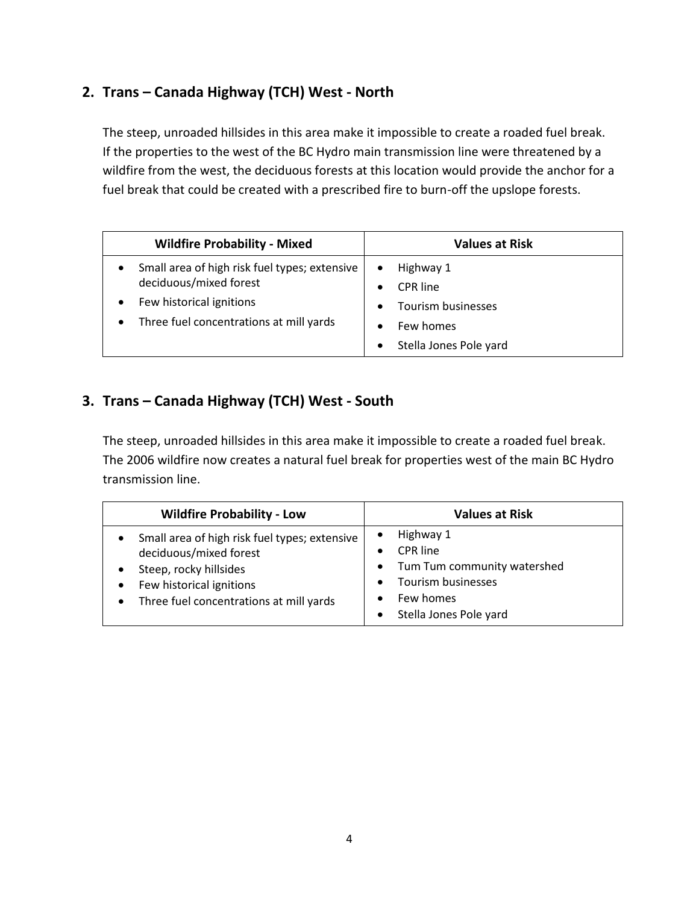## 2. Trans – Canada Highway (TCH) West - North

The steep, unroaded hillsides in this area make it impossible to create a roaded fuel break. If the properties to the west of the BC Hydro main transmission line were threatened by a wildfire from the west, the deciduous forests at this location would provide the anchor for a fuel break that could be created with a prescribed fire to burn-off the upslope forests.

| Wildfire Probability - Mixed | Values at Risk |
| --- | --- |
| • Small area of high risk fuel types; extensive deciduous/mixed forest<br>• Few historical ignitions<br>• Three fuel concentrations at mill yards | • Highway 1<br>• CPR line<br>• Tourism businesses<br>• Few homes<br>• Stella Jones Pole yard |

## 3. Trans – Canada Highway (TCH) West - South

The steep, unroaded hillsides in this area make it impossible to create a roaded fuel break. The 2006 wildfire now creates a natural fuel break for properties west of the main BC Hydro transmission line.

| Wildfire Probability - Low | Values at Risk |
| --- | --- |
| • Small area of high risk fuel types; extensive deciduous/mixed forest<br>• Steep, rocky hillsides<br>• Few historical ignitions<br>• Three fuel concentrations at mill yards | • Highway 1<br>• CPR line<br>• Tum Tum community watershed<br>• Tourism businesses<br>• Few homes<br>• Stella Jones Pole yard |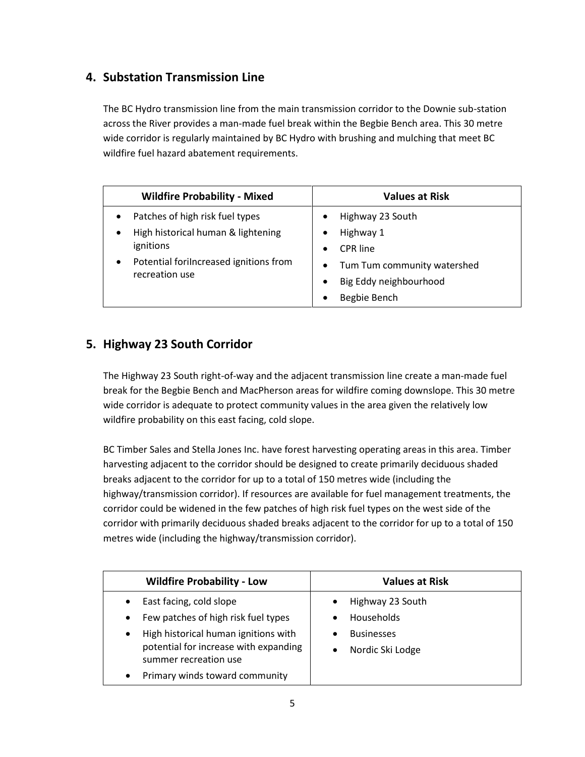## 4. Substation Transmission Line

The BC Hydro transmission line from the main transmission corridor to the Downie sub-station across the River provides a man-made fuel break within the Begbie Bench area. This 30 metre wide corridor is regularly maintained by BC Hydro with brushing and mulching that meet BC wildfire fuel hazard abatement requirements.

| Wildfire Probability - Mixed | Values at Risk |
| --- | --- |
| • Patches of high risk fuel types<br>• High historical human & lightening ignitions<br>• Potential forIncreased ignitions from recreation use | • Highway 23 South<br>• Highway 1<br>• CPR line<br>• Tum Tum community watershed<br>• Big Eddy neighbourhood<br>• Begbie Bench |

## 5. Highway 23 South Corridor

The Highway 23 South right-of-way and the adjacent transmission line create a man-made fuel break for the Begbie Bench and MacPherson areas for wildfire coming downslope. This 30 metre wide corridor is adequate to protect community values in the area given the relatively low wildfire probability on this east facing, cold slope.

BC Timber Sales and Stella Jones Inc. have forest harvesting operating areas in this area. Timber harvesting adjacent to the corridor should be designed to create primarily deciduous shaded breaks adjacent to the corridor for up to a total of 150 metres wide (including the highway/transmission corridor). If resources are available for fuel management treatments, the corridor could be widened in the few patches of high risk fuel types on the west side of the corridor with primarily deciduous shaded breaks adjacent to the corridor for up to a total of 150 metres wide (including the highway/transmission corridor).

| Wildfire Probability - Low | Values at Risk |
| --- | --- |
| • East facing, cold slope<br>• Few patches of high risk fuel types<br>• High historical human ignitions with potential for increase with expanding summer recreation use<br>• Primary winds toward community | • Highway 23 South<br>• Households<br>• Businesses<br>• Nordic Ski Lodge |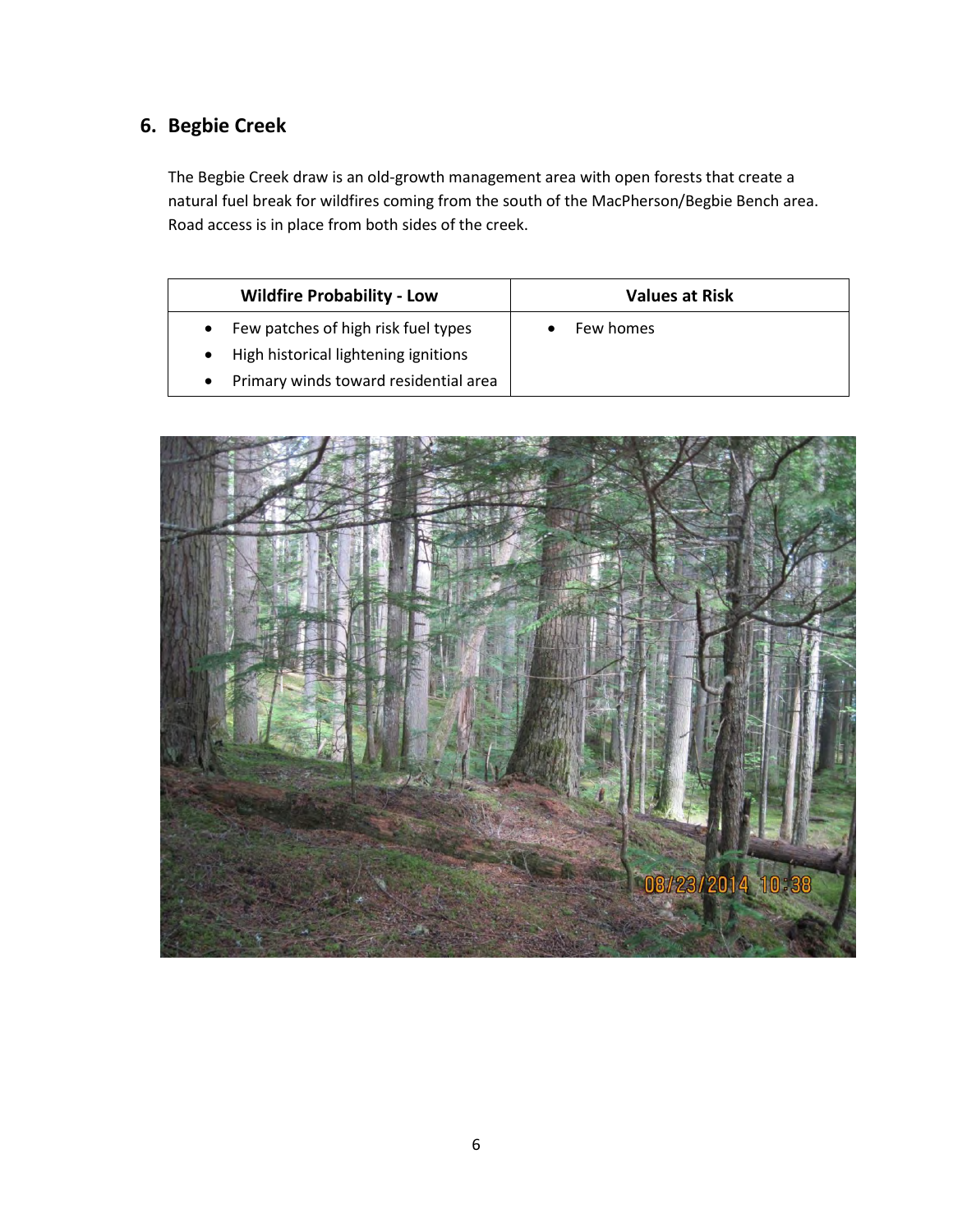## 6. Begbie Creek

The Begbie Creek draw is an old-growth management area with open forests that create a natural fuel break for wildfires coming from the south of the MacPherson/Begbie Bench area. Road access is in place from both sides of the creek.

| Wildfire Probability - Low | Values at Risk |
| --- | --- |
| • Few patches of high risk fuel types<br>• High historical lightening ignitions<br>• Primary winds toward residential area | • Few homes |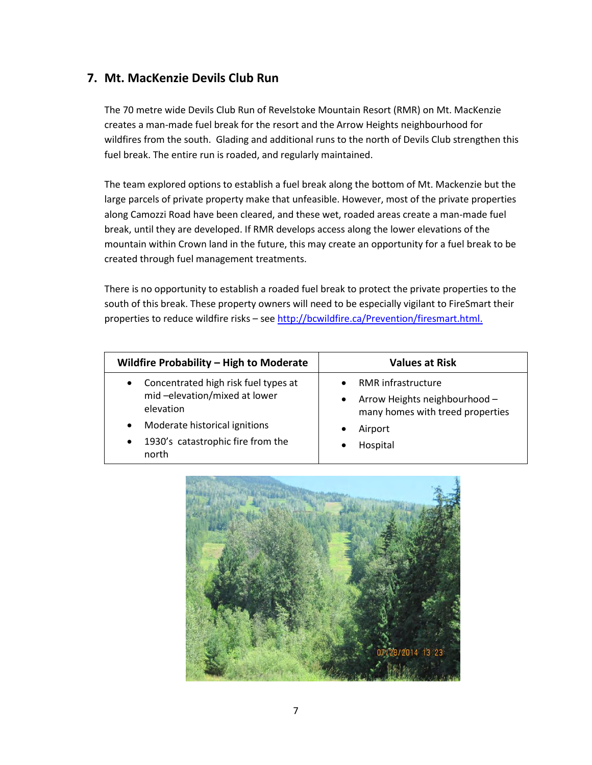## 7. Mt. MacKenzie Devils Club Run

The 70 metre wide Devils Club Run of Revelstoke Mountain Resort (RMR) on Mt. MacKenzie creates a man-made fuel break for the resort and the Arrow Heights neighbourhood for wildfires from the south. Glading and additional runs to the north of Devils Club strengthen this fuel break. The entire run is roaded, and regularly maintained.

The team explored options to establish a fuel break along the bottom of Mt. Mackenzie but the large parcels of private property make that unfeasible. However, most of the private properties along Camozzi Road have been cleared, and these wet, roaded areas create a man-made fuel break, until they are developed. If RMR develops access along the lower elevations of the mountain within Crown land in the future, this may create an opportunity for a fuel break to be created through fuel management treatments.

There is no opportunity to establish a roaded fuel break to protect the private properties to the south of this break. These property owners will need to be especially vigilant to FireSmart their properties to reduce wildfire risks – see http://bcwildfire.ca/Prevention/firesmart.html.

| Wildfire Probability – High to Moderate | Values at Risk |
|---|---|
| • Concentrated high risk fuel types at mid –elevation/mixed at lower elevation<br>• Moderate historical ignitions<br>• 1930's catastrophic fire from the north | • RMR infrastructure<br>• Arrow Heights neighbourhood – many homes with treed properties<br>• Airport<br>• Hospital |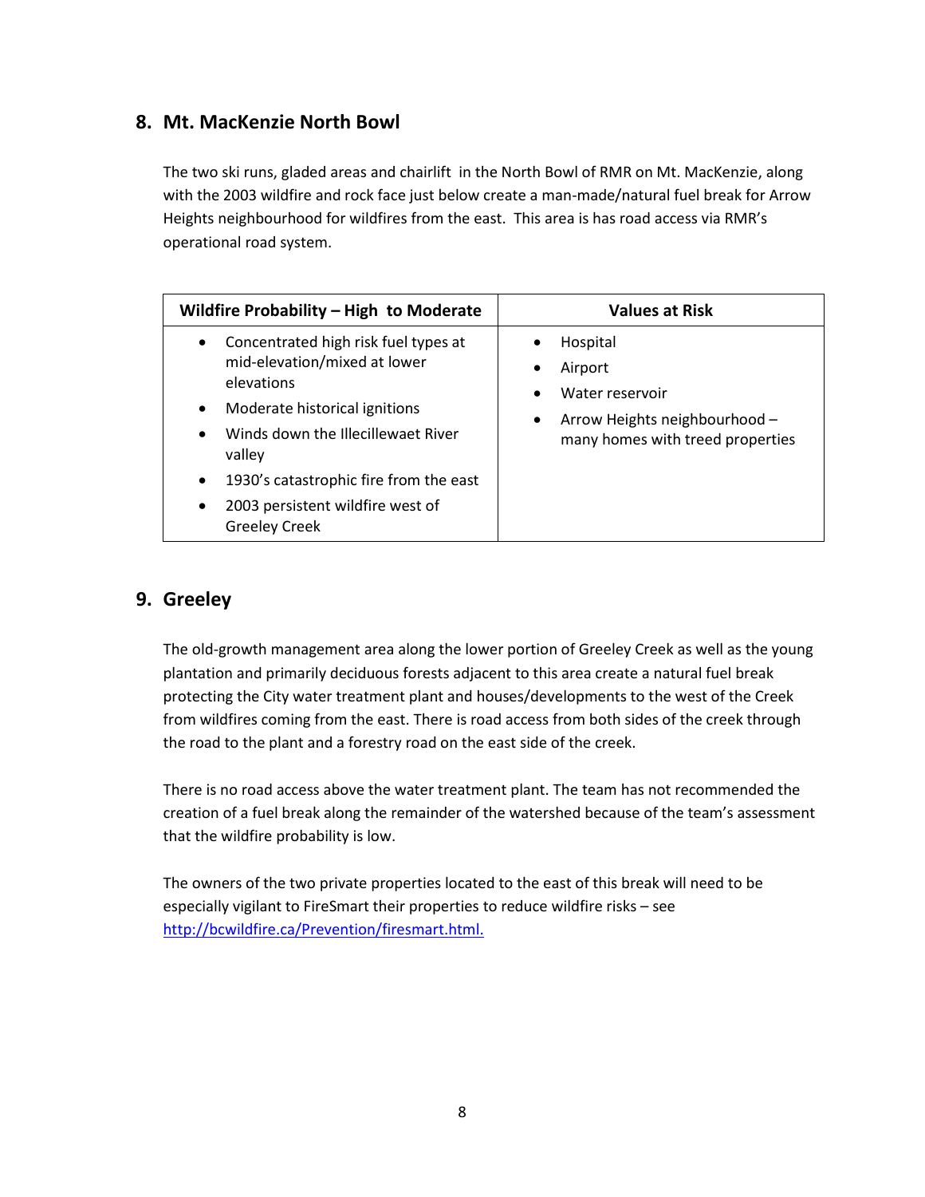## 8. Mt. MacKenzie North Bowl

The two ski runs, gladed areas and chairlift in the North Bowl of RMR on Mt. MacKenzie, along with the 2003 wildfire and rock face just below create a man-made/natural fuel break for Arrow Heights neighbourhood for wildfires from the east. This area is has road access via RMR's operational road system.

| Wildfire Probability – High to Moderate | Values at Risk |
| --- | --- |
| • Concentrated high risk fuel types at mid-elevation/mixed at lower elevations<br>• Moderate historical ignitions<br>• Winds down the Illecillewaet River valley<br>• 1930's catastrophic fire from the east<br>• 2003 persistent wildfire west of Greeley Creek | • Hospital<br>• Airport<br>• Water reservoir<br>• Arrow Heights neighbourhood – many homes with treed properties |

## 9. Greeley

The old-growth management area along the lower portion of Greeley Creek as well as the young plantation and primarily deciduous forests adjacent to this area create a natural fuel break protecting the City water treatment plant and houses/developments to the west of the Creek from wildfires coming from the east. There is road access from both sides of the creek through the road to the plant and a forestry road on the east side of the creek.

There is no road access above the water treatment plant. The team has not recommended the creation of a fuel break along the remainder of the watershed because of the team's assessment that the wildfire probability is low.

The owners of the two private properties located to the east of this break will need to be especially vigilant to FireSmart their properties to reduce wildfire risks – see [http://bcwildfire.ca/Prevention/firesmart.html.](http://bcwildfire.ca/Prevention/firesmart.html)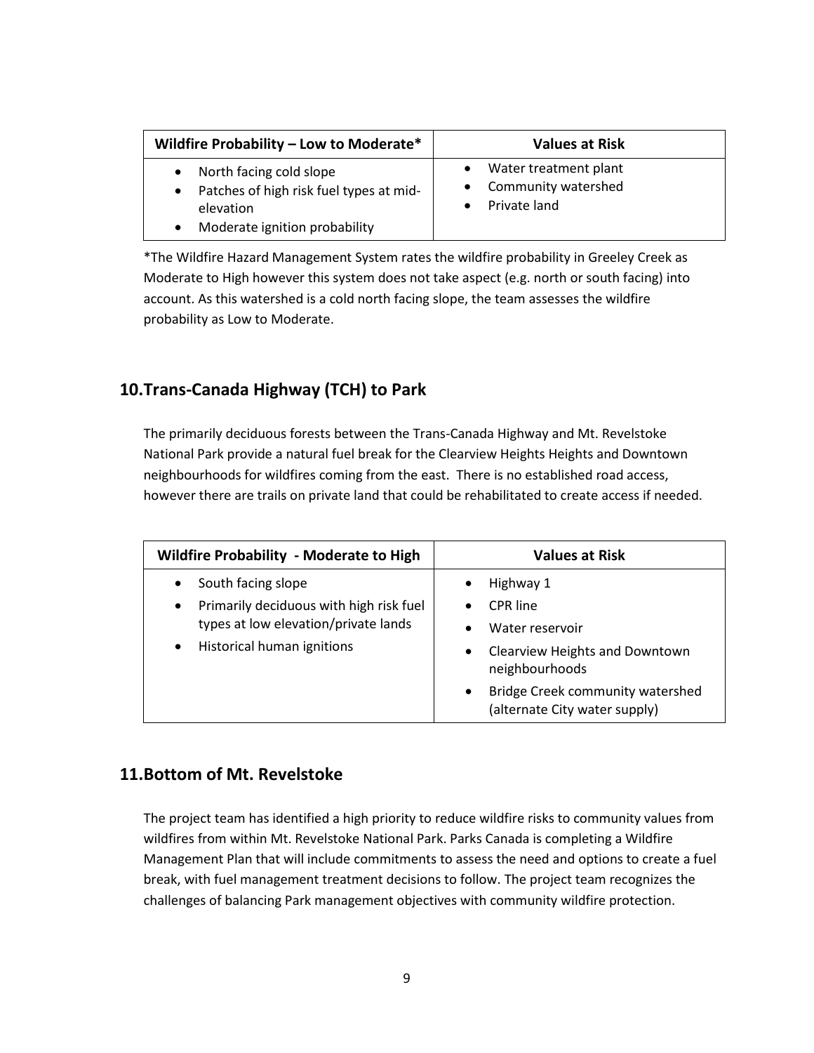| Wildfire Probability – Low to Moderate* | Values at Risk |
| --- | --- |
| • North facing cold slope<br>• Patches of high risk fuel types at mid-elevation<br>• Moderate ignition probability | • Water treatment plant<br>• Community watershed<br>• Private land |

*The Wildfire Hazard Management System rates the wildfire probability in Greeley Creek as Moderate to High however this system does not take aspect (e.g. north or south facing) into account. As this watershed is a cold north facing slope, the team assesses the wildfire probability as Low to Moderate.

## 10. Trans-Canada Highway (TCH) to Park

The primarily deciduous forests between the Trans-Canada Highway and Mt. Revelstoke National Park provide a natural fuel break for the Clearview Heights Heights and Downtown neighbourhoods for wildfires coming from the east. There is no established road access, however there are trails on private land that could be rehabilitated to create access if needed.

| Wildfire Probability - Moderate to High | Values at Risk |
| --- | --- |
| • South facing slope<br>• Primarily deciduous with high risk fuel types at low elevation/private lands<br>• Historical human ignitions | • Highway 1<br>• CPR line<br>• Water reservoir<br>• Clearview Heights and Downtown neighbourhoods<br>• Bridge Creek community watershed (alternate City water supply) |

## 11. Bottom of Mt. Revelstoke

The project team has identified a high priority to reduce wildfire risks to community values from wildfires from within Mt. Revelstoke National Park. Parks Canada is completing a Wildfire Management Plan that will include commitments to assess the need and options to create a fuel break, with fuel management treatment decisions to follow. The project team recognizes the challenges of balancing Park management objectives with community wildfire protection.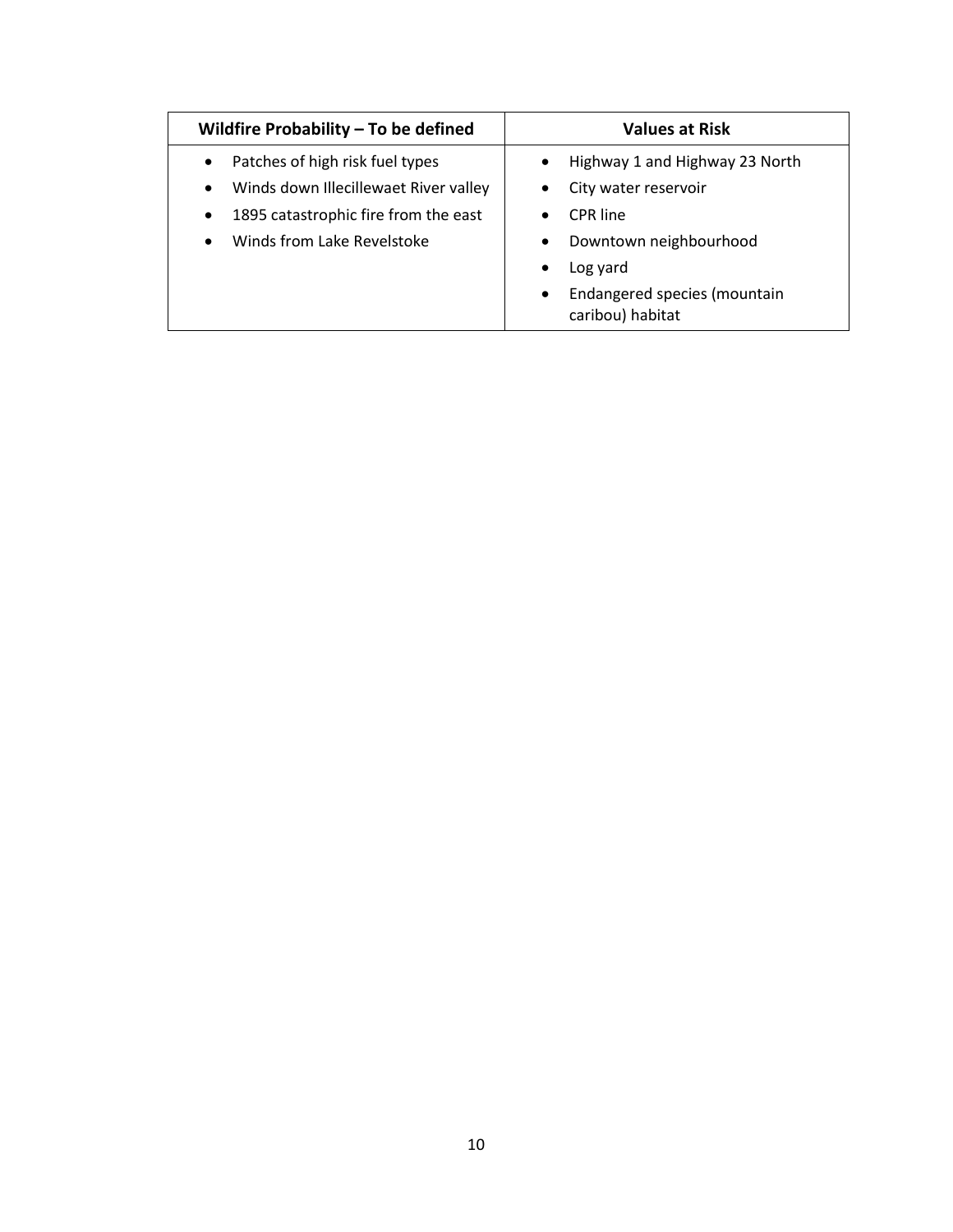| Wildfire Probability – To be defined | Values at Risk |
| --- | --- |
| • Patches of high risk fuel types<br>• Winds down Illecillewaet River valley<br>• 1895 catastrophic fire from the east<br>• Winds from Lake Revelstoke | • Highway 1 and Highway 23 North<br>• City water reservoir<br>• CPR line<br>• Downtown neighbourhood<br>• Log yard<br>• Endangered species (mountain caribou) habitat |